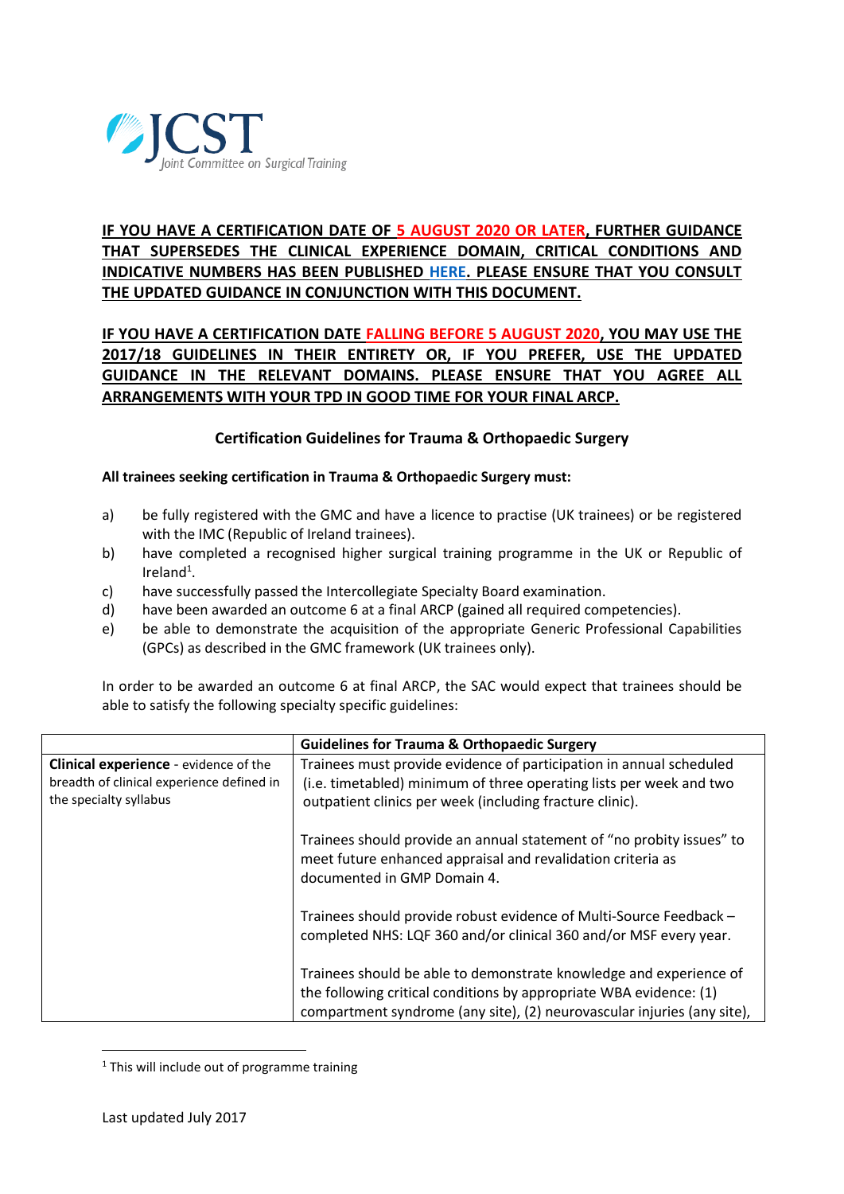JCST Joint Committee on Surgical Training

**IF YOU HAVE A CERTIFICATION DATE OF 5 AUGUST 2020 OR LATER, FURTHER GUIDANCE THAT SUPERSEDES THE CLINICAL EXPERIENCE DOMAIN, CRITICAL CONDITIONS AND INDICATIVE NUMBERS HAS BEEN PUBLISHED HERE. PLEASE ENSURE THAT YOU CONSULT THE UPDATED GUIDANCE IN CONJUNCTION WITH THIS DOCUMENT.**

**IF YOU HAVE A CERTIFICATION DATE FALLING BEFORE 5 AUGUST 2020, YOU MAY USE THE 2017/18 GUIDELINES IN THEIR ENTIRETY OR, IF YOU PREFER, USE THE UPDATED GUIDANCE IN THE RELEVANT DOMAINS. PLEASE ENSURE THAT YOU AGREE ALL ARRANGEMENTS WITH YOUR TPD IN GOOD TIME FOR YOUR FINAL ARCP.**

## Certification Guidelines for Trauma & Orthopaedic Surgery

**All trainees seeking certification in Trauma & Orthopaedic Surgery must:**

a) be fully registered with the GMC and have a licence to practise (UK trainees) or be registered with the IMC (Republic of Ireland trainees).
b) have completed a recognised higher surgical training programme in the UK or Republic of Ireland[1].
c) have successfully passed the Intercollegiate Specialty Board examination.
d) have been awarded an outcome 6 at a final ARCP (gained all required competencies).
e) be able to demonstrate the acquisition of the appropriate Generic Professional Capabilities (GPCs) as described in the GMC framework (UK trainees only).

In order to be awarded an outcome 6 at final ARCP, the SAC would expect that trainees should be able to satisfy the following specialty specific guidelines:

| | **Guidelines for Trauma & Orthopaedic Surgery** |
|---|---|
| **Clinical experience** - evidence of the breadth of clinical experience defined in the specialty syllabus | Trainees must provide evidence of participation in annual scheduled (i.e. timetabled) minimum of three operating lists per week and two outpatient clinics per week (including fracture clinic).<br><br>Trainees should provide an annual statement of "no probity issues" to meet future enhanced appraisal and revalidation criteria as documented in GMP Domain 4.<br><br>Trainees should provide robust evidence of Multi-Source Feedback – completed NHS: LQF 360 and/or clinical 360 and/or MSF every year.<br><br>Trainees should be able to demonstrate knowledge and experience of the following critical conditions by appropriate WBA evidence: (1) compartment syndrome (any site), (2) neurovascular injuries (any site), |

[1] This will include out of programme training

Last updated July 2017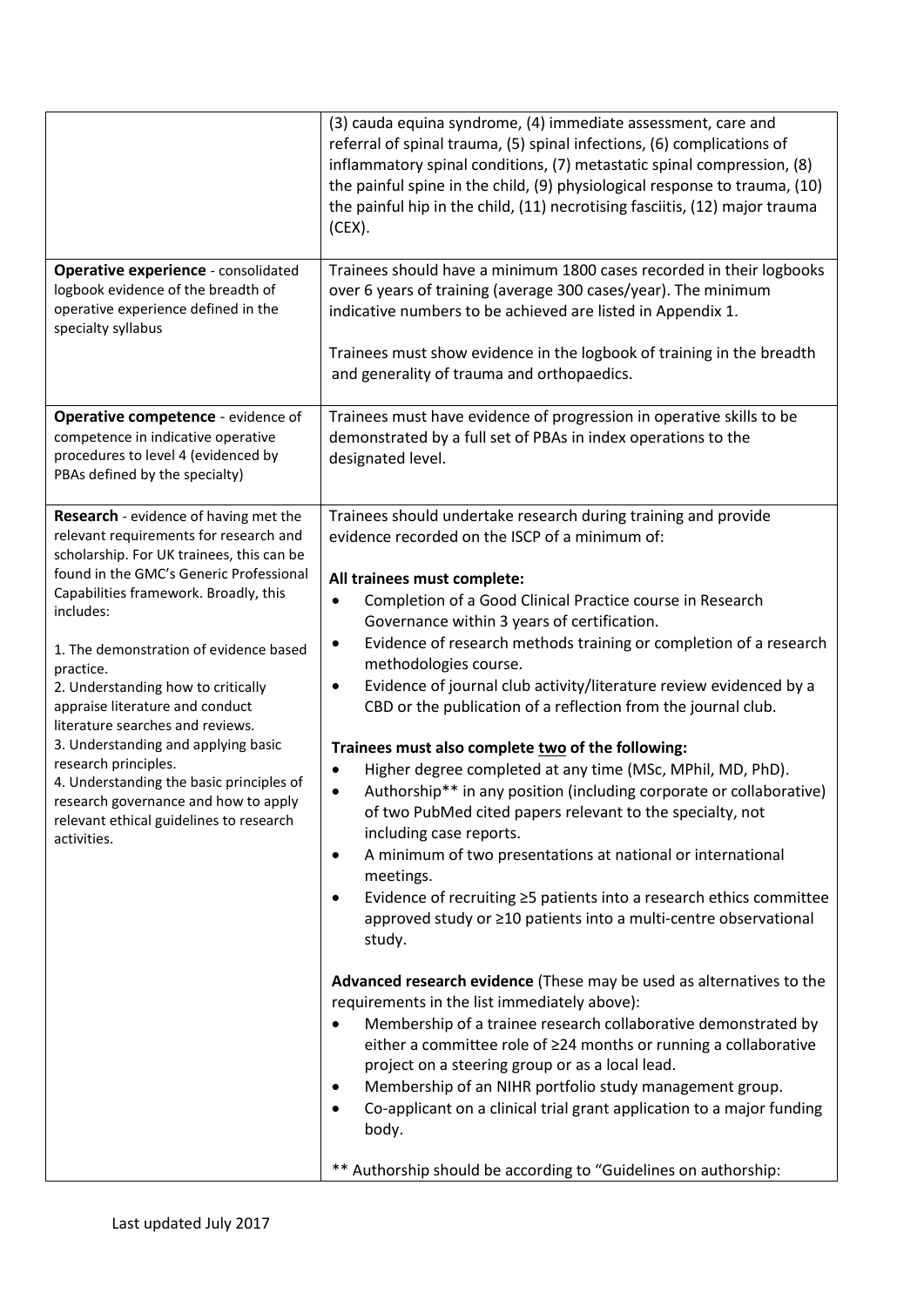| | |
|---|---|
| | (3) cauda equina syndrome, (4) immediate assessment, care and referral of spinal trauma, (5) spinal infections, (6) complications of inflammatory spinal conditions, (7) metastatic spinal compression, (8) the painful spine in the child, (9) physiological response to trauma, (10) the painful hip in the child, (11) necrotising fasciitis, (12) major trauma (CEX). |
| **Operative experience** - consolidated logbook evidence of the breadth of operative experience defined in the specialty syllabus | Trainees should have a minimum 1800 cases recorded in their logbooks over 6 years of training (average 300 cases/year). The minimum indicative numbers to be achieved are listed in Appendix 1.<br><br>Trainees must show evidence in the logbook of training in the breadth and generality of trauma and orthopaedics. |
| **Operative competence** - evidence of competence in indicative operative procedures to level 4 (evidenced by PBAs defined by the specialty) | Trainees must have evidence of progression in operative skills to be demonstrated by a full set of PBAs in index operations to the designated level. |
| **Research** - evidence of having met the relevant requirements for research and scholarship. For UK trainees, this can be found in the GMC's Generic Professional Capabilities framework. Broadly, this includes:<br><br>1. The demonstration of evidence based practice.<br>2. Understanding how to critically appraise literature and conduct literature searches and reviews.<br>3. Understanding and applying basic research principles.<br>4. Understanding the basic principles of research governance and how to apply relevant ethical guidelines to research activities. | Trainees should undertake research during training and provide evidence recorded on the ISCP of a minimum of:<br><br>**All trainees must complete:**<br>• Completion of a Good Clinical Practice course in Research Governance within 3 years of certification.<br>• Evidence of research methods training or completion of a research methodologies course.<br>• Evidence of journal club activity/literature review evidenced by a CBD or the publication of a reflection from the journal club.<br><br>**Trainees must also complete <u>two</u> of the following:**<br>• Higher degree completed at any time (MSc, MPhil, MD, PhD).<br>• Authorship** in any position (including corporate or collaborative) of two PubMed cited papers relevant to the specialty, not including case reports.<br>• A minimum of two presentations at national or international meetings.<br>• Evidence of recruiting ≥5 patients into a research ethics committee approved study or ≥10 patients into a multi-centre observational study.<br><br>**Advanced research evidence** (These may be used as alternatives to the requirements in the list immediately above):<br>• Membership of a trainee research collaborative demonstrated by either a committee role of ≥24 months or running a collaborative project on a steering group or as a local lead.<br>• Membership of an NIHR portfolio study management group.<br>• Co-applicant on a clinical trial grant application to a major funding body.<br><br>** Authorship should be according to "Guidelines on authorship: |

Last updated July 2017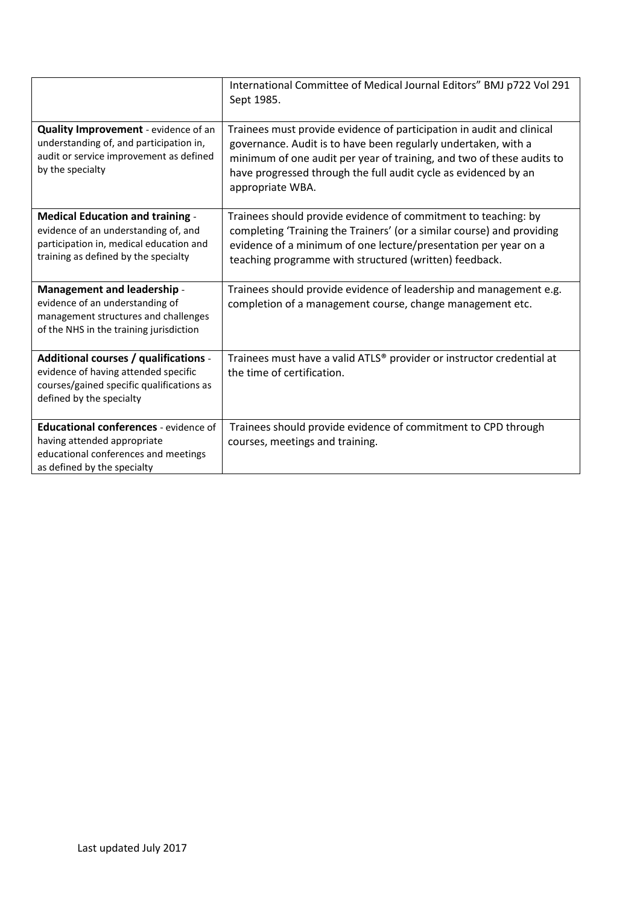| | |
|---|---|
| | International Committee of Medical Journal Editors" BMJ p722 Vol 291 Sept 1985. |
| **Quality Improvement** - evidence of an understanding of, and participation in, audit or service improvement as defined by the specialty | Trainees must provide evidence of participation in audit and clinical governance. Audit is to have been regularly undertaken, with a minimum of one audit per year of training, and two of these audits to have progressed through the full audit cycle as evidenced by an appropriate WBA. |
| **Medical Education and training** - evidence of an understanding of, and participation in, medical education and training as defined by the specialty | Trainees should provide evidence of commitment to teaching: by completing 'Training the Trainers' (or a similar course) and providing evidence of a minimum of one lecture/presentation per year on a teaching programme with structured (written) feedback. |
| **Management and leadership** - evidence of an understanding of management structures and challenges of the NHS in the training jurisdiction | Trainees should provide evidence of leadership and management e.g. completion of a management course, change management etc. |
| **Additional courses / qualifications** - evidence of having attended specific courses/gained specific qualifications as defined by the specialty | Trainees must have a valid ATLS® provider or instructor credential at the time of certification. |
| **Educational conferences** - evidence of having attended appropriate educational conferences and meetings as defined by the specialty | Trainees should provide evidence of commitment to CPD through courses, meetings and training. |

Last updated July 2017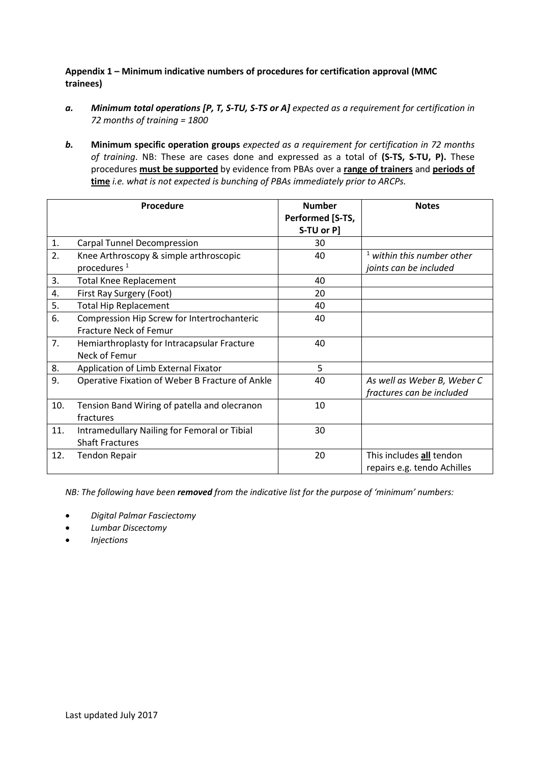**Appendix 1 – Minimum indicative numbers of procedures for certification approval (MMC trainees)**

*a.* ***Minimum total operations [P, T, S-TU, S-TS or A]*** *expected as a requirement for certification in 72 months of training = 1800*

*b.* **Minimum specific operation groups** *expected as a requirement for certification in 72 months of training*. NB: These are cases done and expressed as a total of **(S-TS, S-TU, P).** These procedures **must be supported** by evidence from PBAs over a **range of trainers** and **periods of time** *i.e. what is not expected is bunching of PBAs immediately prior to ARCPs.*

| | Procedure | Number Performed [S-TS, S-TU or P] | Notes |
|---|---|---|---|
| 1. | Carpal Tunnel Decompression | 30 | |
| 2. | Knee Arthroscopy & simple arthroscopic procedures [1] | 40 | [1] *within this number other joints can be included* |
| 3. | Total Knee Replacement | 40 | |
| 4. | First Ray Surgery (Foot) | 20 | |
| 5. | Total Hip Replacement | 40 | |
| 6. | Compression Hip Screw for Intertrochanteric Fracture Neck of Femur | 40 | |
| 7. | Hemiarthroplasty for Intracapsular Fracture Neck of Femur | 40 | |
| 8. | Application of Limb External Fixator | 5 | |
| 9. | Operative Fixation of Weber B Fracture of Ankle | 40 | *As well as Weber B, Weber C fractures can be included* |
| 10. | Tension Band Wiring of patella and olecranon fractures | 10 | |
| 11. | Intramedullary Nailing for Femoral or Tibial Shaft Fractures | 30 | |
| 12. | Tendon Repair | 20 | This includes **all** tendon repairs e.g. tendo Achilles |

*NB: The following have been* ***removed*** *from the indicative list for the purpose of 'minimum' numbers:*

- *Digital Palmar Fasciectomy*
- *Lumbar Discectomy*
- *Injections*

Last updated July 2017